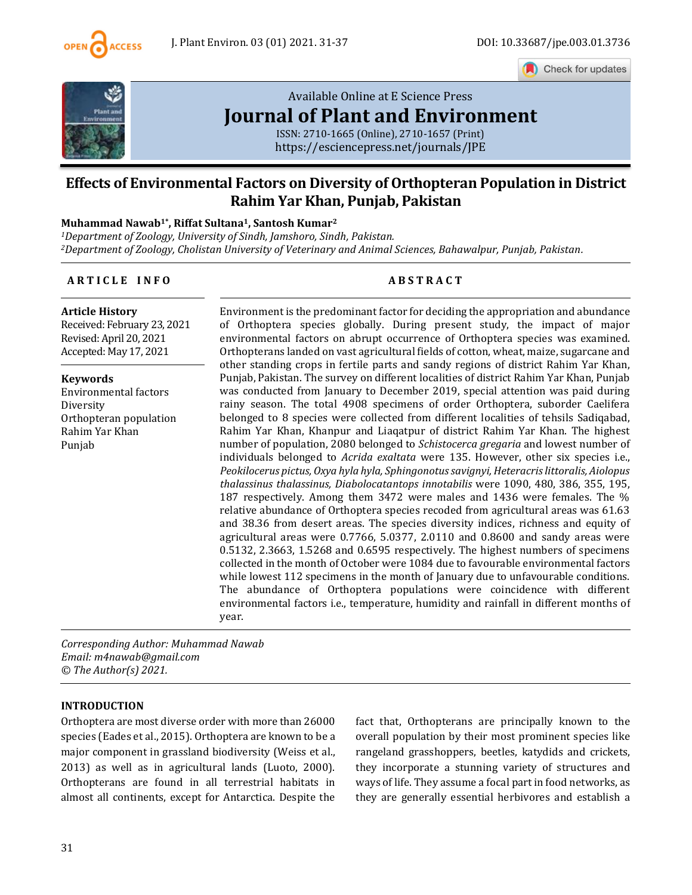# Effects of Environmental Factors on Diversity of Orthopteran Population in District Rahim Yar Khan, Punjab, Pakistan

**Muhammad Nawab[1*], Riffat Sultana[1], Santosh Kumar[2]**

*[1]Department of Zoology, University of Sindh, Jamshoro, Sindh, Pakistan.*
*[2]Department of Zoology, Cholistan University of Veterinary and Animal Sciences, Bahawalpur, Punjab, Pakistan.*

## ARTICLE INFO

**Article History**
Received: February 23, 2021
Revised: April 20, 2021
Accepted: May 17, 2021

**Keywords**
Environmental factors
Diversity
Orthopteran population
Rahim Yar Khan
Punjab

## ABSTRACT

Environment is the predominant factor for deciding the appropriation and abundance of Orthoptera species globally. During present study, the impact of major environmental factors on abrupt occurrence of Orthoptera species was examined. Orthopterans landed on vast agricultural fields of cotton, wheat, maize, sugarcane and other standing crops in fertile parts and sandy regions of district Rahim Yar Khan, Punjab, Pakistan. The survey on different localities of district Rahim Yar Khan, Punjab was conducted from January to December 2019, special attention was paid during rainy season. The total 4908 specimens of order Orthoptera, suborder Caelifera belonged to 8 species were collected from different localities of tehsils Sadiqabad, Rahim Yar Khan, Khanpur and Liaqatpur of district Rahim Yar Khan. The highest number of population, 2080 belonged to *Schistocerca gregaria* and lowest number of individuals belonged to *Acrida exaltata* were 135. However, other six species i.e., *Peokilocerus pictus, Oxya hyla hyla, Sphingonotus savignyi, Heteracris littoralis, Aiolopus thalassinus thalassinus, Diabolocatantops innotabilis* were 1090, 480, 386, 355, 195, 187 respectively. Among them 3472 were males and 1436 were females. The % relative abundance of Orthoptera species recoded from agricultural areas was 61.63 and 38.36 from desert areas. The species diversity indices, richness and equity of agricultural areas were 0.7766, 5.0377, 2.0110 and 0.8600 and sandy areas were 0.5132, 2.3663, 1.5268 and 0.6595 respectively. The highest numbers of specimens collected in the month of October were 1084 due to favourable environmental factors while lowest 112 specimens in the month of January due to unfavourable conditions. The abundance of Orthoptera populations were coincidence with different environmental factors i.e., temperature, humidity and rainfall in different months of year.

*Corresponding Author: Muhammad Nawab*
*Email: m4nawab@gmail.com*
*© The Author(s) 2021.*

## INTRODUCTION

Orthoptera are most diverse order with more than 26000 species (Eades et al., 2015). Orthoptera are known to be a major component in grassland biodiversity (Weiss et al., 2013) as well as in agricultural lands (Luoto, 2000). Orthopterans are found in all terrestrial habitats in almost all continents, except for Antarctica. Despite the fact that, Orthopterans are principally known to the overall population by their most prominent species like rangeland grasshoppers, beetles, katydids and crickets, they incorporate a stunning variety of structures and ways of life. They assume a focal part in food networks, as they are generally essential herbivores and establish a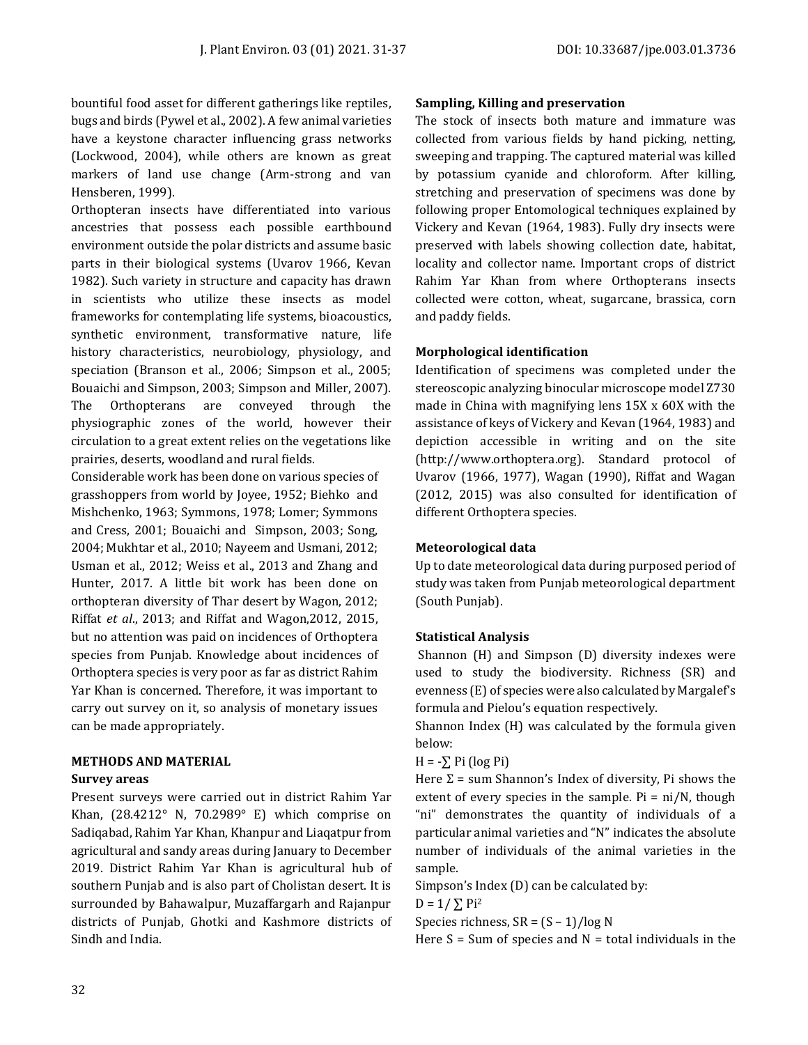bountiful food asset for different gatherings like reptiles, bugs and birds (Pywel et al., 2002). A few animal varieties have a keystone character influencing grass networks (Lockwood, 2004), while others are known as great markers of land use change (Arm-strong and van Hensberen, 1999).

Orthopteran insects have differentiated into various ancestries that possess each possible earthbound environment outside the polar districts and assume basic parts in their biological systems (Uvarov 1966, Kevan 1982). Such variety in structure and capacity has drawn in scientists who utilize these insects as model frameworks for contemplating life systems, bioacoustics, synthetic environment, transformative nature, life history characteristics, neurobiology, physiology, and speciation (Branson et al., 2006; Simpson et al., 2005; Bouaichi and Simpson, 2003; Simpson and Miller, 2007). The Orthopterans are conveyed through the physiographic zones of the world, however their circulation to a great extent relies on the vegetations like prairies, deserts, woodland and rural fields.

Considerable work has been done on various species of grasshoppers from world by Joyee, 1952; Biehko and Mishchenko, 1963; Symmons, 1978; Lomer; Symmons and Cress, 2001; Bouaichi and Simpson, 2003; Song, 2004; Mukhtar et al., 2010; Nayeem and Usmani, 2012; Usman et al., 2012; Weiss et al., 2013 and Zhang and Hunter, 2017. A little bit work has been done on orthopteran diversity of Thar desert by Wagon, 2012; Riffat *et al*., 2013; and Riffat and Wagon,2012, 2015, but no attention was paid on incidences of Orthoptera species from Punjab. Knowledge about incidences of Orthoptera species is very poor as far as district Rahim Yar Khan is concerned. Therefore, it was important to carry out survey on it, so analysis of monetary issues can be made appropriately.

## METHODS AND MATERIAL

### Survey areas

Present surveys were carried out in district Rahim Yar Khan, (28.4212° N, 70.2989° E) which comprise on Sadiqabad, Rahim Yar Khan, Khanpur and Liaqatpur from agricultural and sandy areas during January to December 2019. District Rahim Yar Khan is agricultural hub of southern Punjab and is also part of Cholistan desert. It is surrounded by Bahawalpur, Muzaffargarh and Rajanpur districts of Punjab, Ghotki and Kashmore districts of Sindh and India.

### Sampling, Killing and preservation

The stock of insects both mature and immature was collected from various fields by hand picking, netting, sweeping and trapping. The captured material was killed by potassium cyanide and chloroform. After killing, stretching and preservation of specimens was done by following proper Entomological techniques explained by Vickery and Kevan (1964, 1983). Fully dry insects were preserved with labels showing collection date, habitat, locality and collector name. Important crops of district Rahim Yar Khan from where Orthopterans insects collected were cotton, wheat, sugarcane, brassica, corn and paddy fields.

### Morphological identification

Identification of specimens was completed under the stereoscopic analyzing binocular microscope model Z730 made in China with magnifying lens 15X x 60X with the assistance of keys of Vickery and Kevan (1964, 1983) and depiction accessible in writing and on the site (http://www.orthoptera.org). Standard protocol of Uvarov (1966, 1977), Wagan (1990), Riffat and Wagan (2012, 2015) was also consulted for identification of different Orthoptera species.

### Meteorological data

Up to date meteorological data during purposed period of study was taken from Punjab meteorological department (South Punjab).

### Statistical Analysis

Shannon (H) and Simpson (D) diversity indexes were used to study the biodiversity. Richness (SR) and evenness (E) of species were also calculated by Margalef's formula and Pielou's equation respectively.

Shannon Index (H) was calculated by the formula given below:

$H = -\sum P_i (\log P_i)$

Here Σ = sum Shannon's Index of diversity, Pi shows the extent of every species in the sample. $P_i = n_i/N$, though "ni" demonstrates the quantity of individuals of a particular animal varieties and "N" indicates the absolute number of individuals of the animal varieties in the sample.

Simpson's Index (D) can be calculated by:

$D = 1/\sum P_i^2$

Species richness, $SR = (S - 1)/\log N$

Here S = Sum of species and N = total individuals in the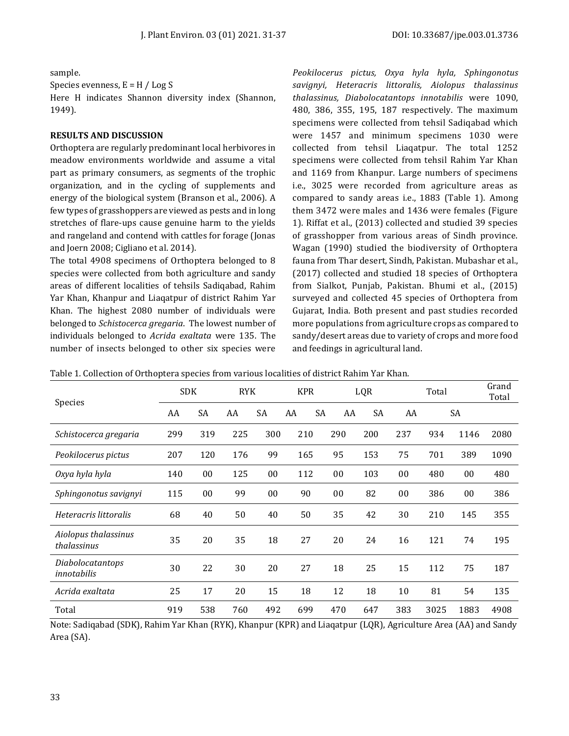sample.

Species evenness, E = H / Log S

Here H indicates Shannon diversity index (Shannon, 1949).

## RESULTS AND DISCUSSION

Orthoptera are regularly predominant local herbivores in meadow environments worldwide and assume a vital part as primary consumers, as segments of the trophic organization, and in the cycling of supplements and energy of the biological system (Branson et al., 2006). A few types of grasshoppers are viewed as pests and in long stretches of flare-ups cause genuine harm to the yields and rangeland and contend with cattles for forage (Jonas and Joern 2008; Cigliano et al. 2014).

The total 4908 specimens of Orthoptera belonged to 8 species were collected from both agriculture and sandy areas of different localities of tehsils Sadiqabad, Rahim Yar Khan, Khanpur and Liaqatpur of district Rahim Yar Khan. The highest 2080 number of individuals were belonged to *Schistocerca gregaria*. The lowest number of individuals belonged to *Acrida exaltata* were 135. The number of insects belonged to other six species were *Peokilocerus pictus, Oxya hyla hyla, Sphingonotus savignyi, Heteracris littoralis, Aiolopus thalassinus thalassinus, Diabolocatantops innotabilis* were 1090, 480, 386, 355, 195, 187 respectively. The maximum specimens were collected from tehsil Sadiqabad which were 1457 and minimum specimens 1030 were collected from tehsil Liaqatpur. The total 1252 specimens were collected from tehsil Rahim Yar Khan and 1169 from Khanpur. Large numbers of specimens i.e., 3025 were recorded from agriculture areas as compared to sandy areas i.e., 1883 (Table 1). Among them 3472 were males and 1436 were females (Figure 1). Riffat et al., (2013) collected and studied 39 species of grasshopper from various areas of Sindh province. Wagan (1990) studied the biodiversity of Orthoptera fauna from Thar desert, Sindh, Pakistan. Mubashar et al., (2017) collected and studied 18 species of Orthoptera from Sialkot, Punjab, Pakistan. Bhumi et al., (2015) surveyed and collected 45 species of Orthoptera from Gujarat, India. Both present and past studies recorded more populations from agriculture crops as compared to sandy/desert areas due to variety of crops and more food and feedings in agricultural land.

Table 1. Collection of Orthoptera species from various localities of district Rahim Yar Khan.

| Species | SDK | | RYK | | KPR | | LQR | | Total | | Grand Total |
|---|---|---|---|---|---|---|---|---|---|---|---|
| | AA | SA | AA | SA | AA | SA | AA | SA | AA | SA | |
| *Schistocerca gregaria* | 299 | 319 | 225 | 300 | 210 | 290 | 200 | 237 | 934 | 1146 | 2080 |
| *Peokilocerus pictus* | 207 | 120 | 176 | 99 | 165 | 95 | 153 | 75 | 701 | 389 | 1090 |
| *Oxya hyla hyla* | 140 | 00 | 125 | 00 | 112 | 00 | 103 | 00 | 480 | 00 | 480 |
| *Sphingonotus savignyi* | 115 | 00 | 99 | 00 | 90 | 00 | 82 | 00 | 386 | 00 | 386 |
| *Heteracris littoralis* | 68 | 40 | 50 | 40 | 50 | 35 | 42 | 30 | 210 | 145 | 355 |
| *Aiolopus thalassinus thalassinus* | 35 | 20 | 35 | 18 | 27 | 20 | 24 | 16 | 121 | 74 | 195 |
| *Diabolocatantops innotabilis* | 30 | 22 | 30 | 20 | 27 | 18 | 25 | 15 | 112 | 75 | 187 |
| *Acrida exaltata* | 25 | 17 | 20 | 15 | 18 | 12 | 18 | 10 | 81 | 54 | 135 |
| Total | 919 | 538 | 760 | 492 | 699 | 470 | 647 | 383 | 3025 | 1883 | 4908 |

Note: Sadiqabad (SDK), Rahim Yar Khan (RYK), Khanpur (KPR) and Liaqatpur (LQR), Agriculture Area (AA) and Sandy Area (SA).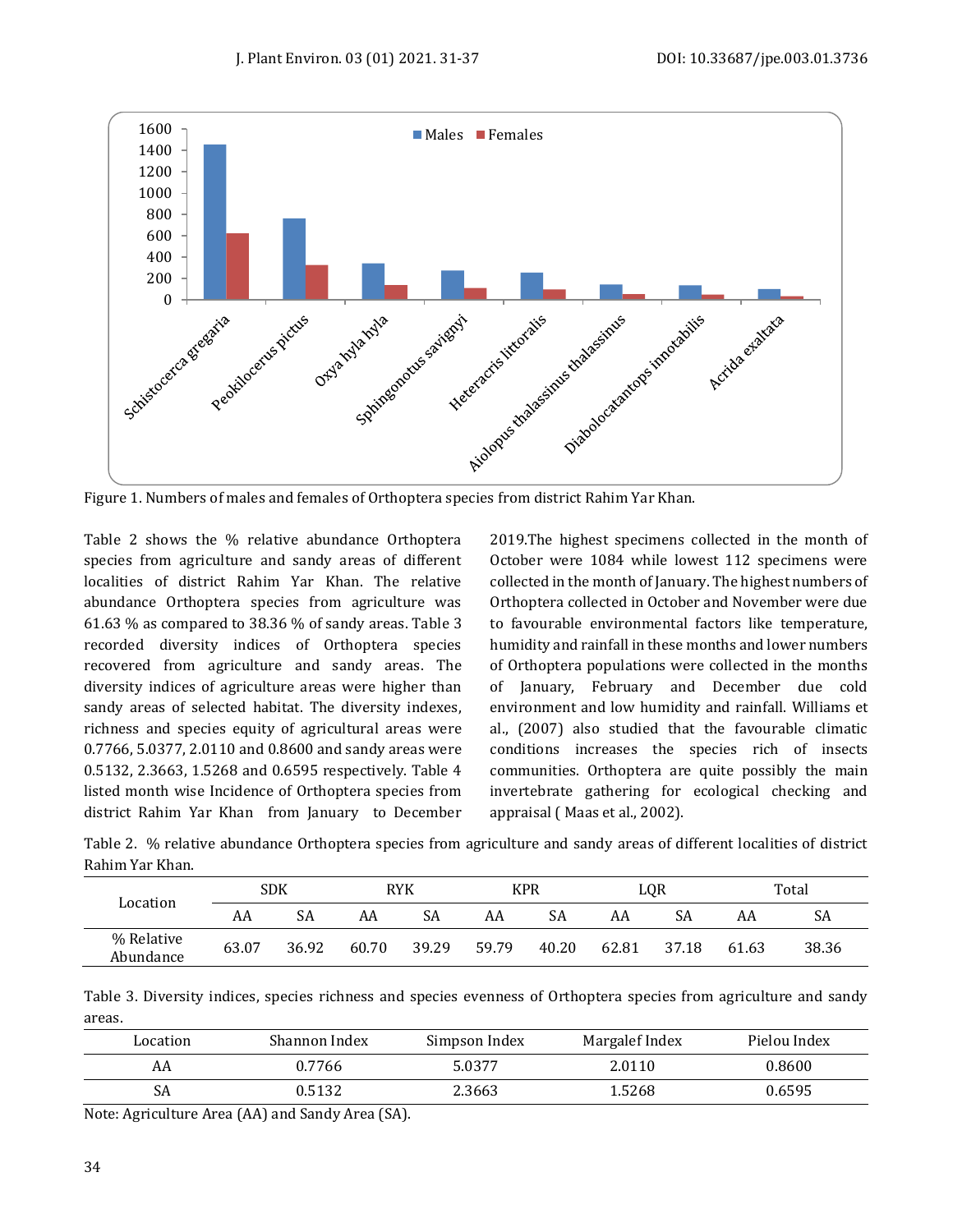Figure 1. Numbers of males and females of Orthoptera species from district Rahim Yar Khan.

Table 2 shows the % relative abundance Orthoptera species from agriculture and sandy areas of different localities of district Rahim Yar Khan. The relative abundance Orthoptera species from agriculture was 61.63 % as compared to 38.36 % of sandy areas. Table 3 recorded diversity indices of Orthoptera species recovered from agriculture and sandy areas. The diversity indices of agriculture areas were higher than sandy areas of selected habitat. The diversity indexes, richness and species equity of agricultural areas were 0.7766, 5.0377, 2.0110 and 0.8600 and sandy areas were 0.5132, 2.3663, 1.5268 and 0.6595 respectively. Table 4 listed month wise Incidence of Orthoptera species from district Rahim Yar Khan from January to December 2019.The highest specimens collected in the month of October were 1084 while lowest 112 specimens were collected in the month of January. The highest numbers of Orthoptera collected in October and November were due to favourable environmental factors like temperature, humidity and rainfall in these months and lower numbers of Orthoptera populations were collected in the months of January, February and December due cold environment and low humidity and rainfall. Williams et al., (2007) also studied that the favourable climatic conditions increases the species rich of insects communities. Orthoptera are quite possibly the main invertebrate gathering for ecological checking and appraisal ( Maas et al., 2002).

Table 2. % relative abundance Orthoptera species from agriculture and sandy areas of different localities of district Rahim Yar Khan.

| Location | SDK | | RYK | | KPR | | LQR | | Total | |
|---|---|---|---|---|---|---|---|---|---|---|
| | AA | SA | AA | SA | AA | SA | AA | SA | AA | SA |
| % Relative Abundance | 63.07 | 36.92 | 60.70 | 39.29 | 59.79 | 40.20 | 62.81 | 37.18 | 61.63 | 38.36 |

Table 3. Diversity indices, species richness and species evenness of Orthoptera species from agriculture and sandy areas.

| Location | Shannon Index | Simpson Index | Margalef Index | Pielou Index |
|---|---|---|---|---|
| AA | 0.7766 | 5.0377 | 2.0110 | 0.8600 |
| SA | 0.5132 | 2.3663 | 1.5268 | 0.6595 |

Note: Agriculture Area (AA) and Sandy Area (SA).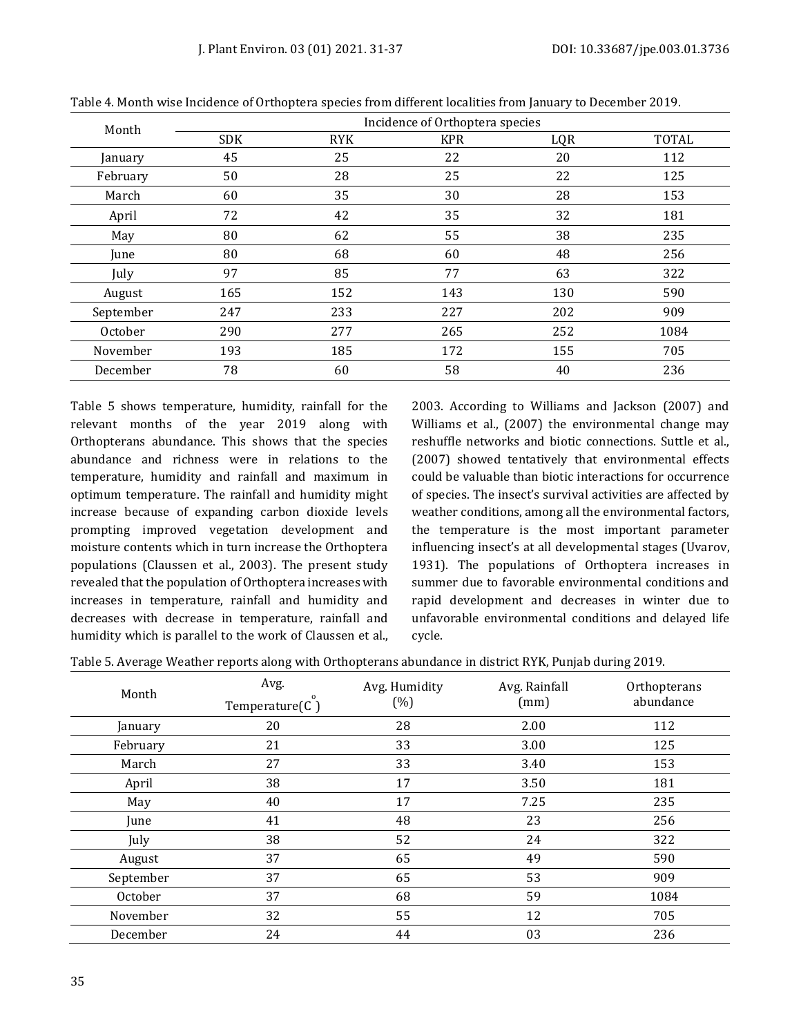Table 4. Month wise Incidence of Orthoptera species from different localities from January to December 2019.

| Month | Incidence of Orthoptera species | | | | |
|---|---|---|---|---|---|
| | SDK | RYK | KPR | LQR | TOTAL |
| January | 45 | 25 | 22 | 20 | 112 |
| February | 50 | 28 | 25 | 22 | 125 |
| March | 60 | 35 | 30 | 28 | 153 |
| April | 72 | 42 | 35 | 32 | 181 |
| May | 80 | 62 | 55 | 38 | 235 |
| June | 80 | 68 | 60 | 48 | 256 |
| July | 97 | 85 | 77 | 63 | 322 |
| August | 165 | 152 | 143 | 130 | 590 |
| September | 247 | 233 | 227 | 202 | 909 |
| October | 290 | 277 | 265 | 252 | 1084 |
| November | 193 | 185 | 172 | 155 | 705 |
| December | 78 | 60 | 58 | 40 | 236 |

Table 5 shows temperature, humidity, rainfall for the relevant months of the year 2019 along with Orthopterans abundance. This shows that the species abundance and richness were in relations to the temperature, humidity and rainfall and maximum in optimum temperature. The rainfall and humidity might increase because of expanding carbon dioxide levels prompting improved vegetation development and moisture contents which in turn increase the Orthoptera populations (Claussen et al., 2003). The present study revealed that the population of Orthoptera increases with increases in temperature, rainfall and humidity and decreases with decrease in temperature, rainfall and humidity which is parallel to the work of Claussen et al., 2003. According to Williams and Jackson (2007) and Williams et al., (2007) the environmental change may reshuffle networks and biotic connections. Suttle et al., (2007) showed tentatively that environmental effects could be valuable than biotic interactions for occurrence of species. The insect's survival activities are affected by weather conditions, among all the environmental factors, the temperature is the most important parameter influencing insect's at all developmental stages (Uvarov, 1931). The populations of Orthoptera increases in summer due to favorable environmental conditions and rapid development and decreases in winter due to unfavorable environmental conditions and delayed life cycle.

Table 5. Average Weather reports along with Orthopterans abundance in district RYK, Punjab during 2019.

| Month | Avg. Temperature($^{o}C$) | Avg. Humidity (%) | Avg. Rainfall (mm) | Orthopterans abundance |
|---|---|---|---|---|
| January | 20 | 28 | 2.00 | 112 |
| February | 21 | 33 | 3.00 | 125 |
| March | 27 | 33 | 3.40 | 153 |
| April | 38 | 17 | 3.50 | 181 |
| May | 40 | 17 | 7.25 | 235 |
| June | 41 | 48 | 23 | 256 |
| July | 38 | 52 | 24 | 322 |
| August | 37 | 65 | 49 | 590 |
| September | 37 | 65 | 53 | 909 |
| October | 37 | 68 | 59 | 1084 |
| November | 32 | 55 | 12 | 705 |
| December | 24 | 44 | 03 | 236 |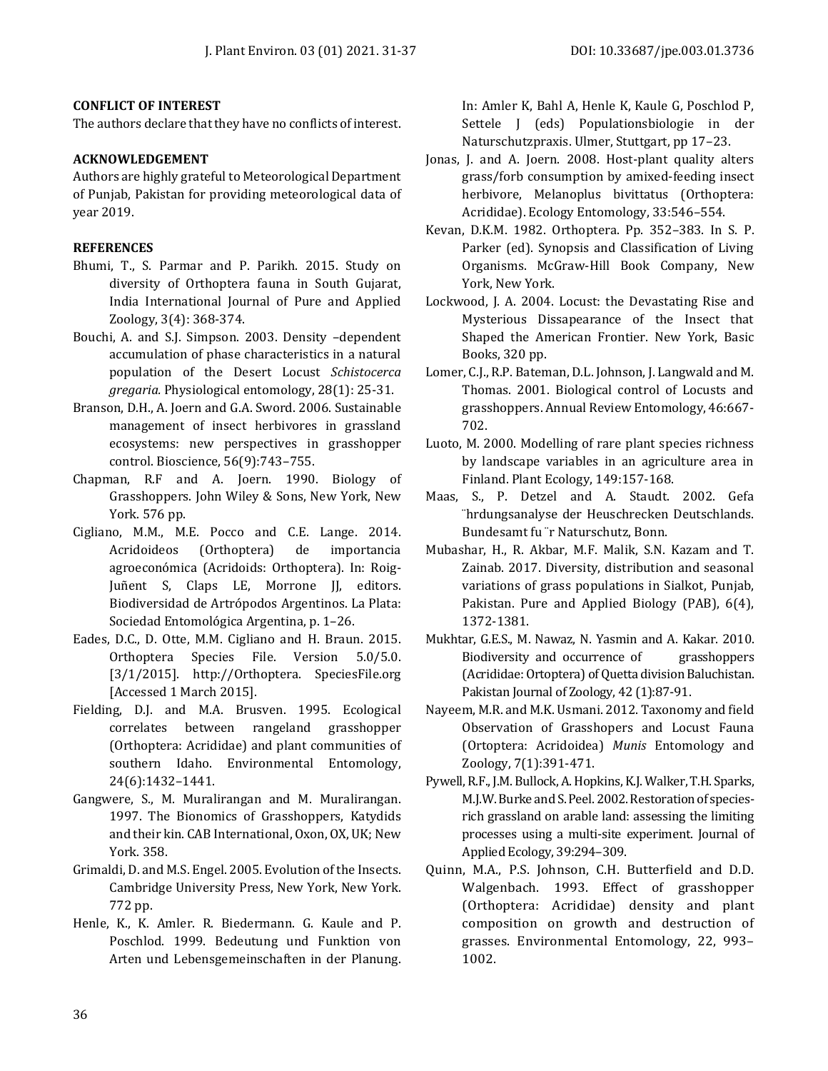**CONFLICT OF INTEREST**

The authors declare that they have no conflicts of interest.

**ACKNOWLEDGEMENT**

Authors are highly grateful to Meteorological Department of Punjab, Pakistan for providing meteorological data of year 2019.

**REFERENCES**

Bhumi, T., S. Parmar and P. Parikh. 2015. Study on diversity of Orthoptera fauna in South Gujarat, India International Journal of Pure and Applied Zoology, 3(4): 368-374.

Bouchi, A. and S.J. Simpson. 2003. Density –dependent accumulation of phase characteristics in a natural population of the Desert Locust *Schistocerca gregaria.* Physiological entomology, 28(1): 25-31.

Branson, D.H., A. Joern and G.A. Sword. 2006. Sustainable management of insect herbivores in grassland ecosystems: new perspectives in grasshopper control. Bioscience, 56(9):743–755.

Chapman, R.F and A. Joern. 1990. Biology of Grasshoppers. John Wiley & Sons, New York, New York. 576 pp.

Cigliano, M.M., M.E. Pocco and C.E. Lange. 2014. Acridoideos (Orthoptera) de importancia agroeconómica (Acridoids: Orthoptera). In: Roig-Juñent S, Claps LE, Morrone JJ, editors. Biodiversidad de Artrópodos Argentinos. La Plata: Sociedad Entomológica Argentina, p. 1–26.

Eades, D.C., D. Otte, M.M. Cigliano and H. Braun. 2015. Orthoptera Species File. Version 5.0/5.0. [3/1/2015]. http://Orthoptera. SpeciesFile.org [Accessed 1 March 2015].

Fielding, D.J. and M.A. Brusven. 1995. Ecological correlates between rangeland grasshopper (Orthoptera: Acrididae) and plant communities of southern Idaho. Environmental Entomology, 24(6):1432–1441.

Gangwere, S., M. Muralirangan and M. Muralirangan. 1997. The Bionomics of Grasshoppers, Katydids and their kin. CAB International, Oxon, OX, UK; New York. 358.

Grimaldi, D. and M.S. Engel. 2005. Evolution of the Insects. Cambridge University Press, New York, New York. 772 pp.

Henle, K., K. Amler. R. Biedermann. G. Kaule and P. Poschlod. 1999. Bedeutung und Funktion von Arten und Lebensgemeinschaften in der Planung. In: Amler K, Bahl A, Henle K, Kaule G, Poschlod P, Settele J (eds) Populationsbiologie in der Naturschutzpraxis. Ulmer, Stuttgart, pp 17–23.

Jonas, J. and A. Joern. 2008. Host-plant quality alters grass/forb consumption by amixed-feeding insect herbivore, Melanoplus bivittatus (Orthoptera: Acrididae). Ecology Entomology, 33:546–554.

Kevan, D.K.M. 1982. Orthoptera. Pp. 352–383. In S. P. Parker (ed). Synopsis and Classification of Living Organisms. McGraw-Hill Book Company, New York, New York.

Lockwood, J. A. 2004. Locust: the Devastating Rise and Mysterious Dissapearance of the Insect that Shaped the American Frontier. New York, Basic Books, 320 pp.

Lomer, C.J., R.P. Bateman, D.L. Johnson, J. Langwald and M. Thomas. 2001. Biological control of Locusts and grasshoppers. Annual Review Entomology, 46:667-702.

Luoto, M. 2000. Modelling of rare plant species richness by landscape variables in an agriculture area in Finland. Plant Ecology, 149:157-168.

Maas, S., P. Detzel and A. Staudt. 2002. Gefa ¨hrdungsanalyse der Heuschrecken Deutschlands. Bundesamt fu ¨r Naturschutz, Bonn.

Mubashar, H., R. Akbar, M.F. Malik, S.N. Kazam and T. Zainab. 2017. Diversity, distribution and seasonal variations of grass populations in Sialkot, Punjab, Pakistan. Pure and Applied Biology (PAB), 6(4), 1372-1381.

Mukhtar, G.E.S., M. Nawaz, N. Yasmin and A. Kakar. 2010. Biodiversity and occurrence of grasshoppers (Acrididae: Ortoptera) of Quetta division Baluchistan. Pakistan Journal of Zoology, 42 (1):87-91.

Nayeem, M.R. and M.K. Usmani. 2012. Taxonomy and field Observation of Grasshopers and Locust Fauna (Ortoptera: Acridoidea) *Munis* Entomology and Zoology, 7(1):391-471.

Pywell, R.F., J.M. Bullock, A. Hopkins, K.J. Walker, T.H. Sparks, M.J.W. Burke and S. Peel. 2002. Restoration of species-rich grassland on arable land: assessing the limiting processes using a multi-site experiment. Journal of Applied Ecology, 39:294–309.

Quinn, M.A., P.S. Johnson, C.H. Butterfield and D.D. Walgenbach. 1993. Effect of grasshopper (Orthoptera: Acrididae) density and plant composition on growth and destruction of grasses. Environmental Entomology, 22, 993–1002.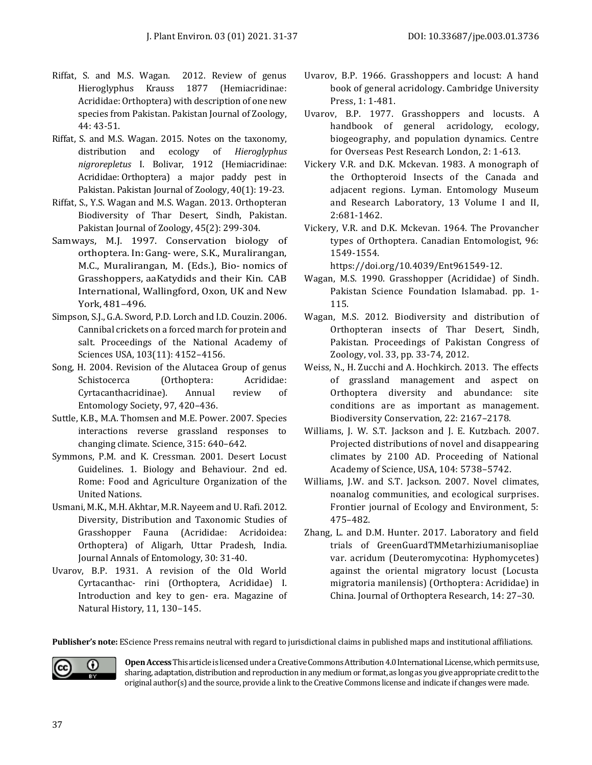Riffat, S. and M.S. Wagan. 2012. Review of genus Hieroglyphus Krauss 1877 (Hemiacridinae: Acrididae: Orthoptera) with description of one new species from Pakistan. Pakistan Journal of Zoology, 44: 43-51.

Riffat, S. and M.S. Wagan. 2015. Notes on the taxonomy, distribution and ecology of *Hieroglyphus nigrorepletus* I. Bolivar, 1912 (Hemiacridinae: Acrididae: Orthoptera) a major paddy pest in Pakistan. Pakistan Journal of Zoology, 40(1): 19-23.

Riffat, S., Y.S. Wagan and M.S. Wagan. 2013. Orthopteran Biodiversity of Thar Desert, Sindh, Pakistan. Pakistan Journal of Zoology, 45(2): 299-304.

Samways, M.J. 1997. Conservation biology of orthoptera. In: Gang- were, S.K., Muralirangan, M.C., Muralirangan, M. (Eds.), Bio- nomics of Grasshoppers, aaKatydids and their Kin. CAB International, Wallingford, Oxon, UK and New York, 481–496.

Simpson, S.J., G.A. Sword, P.D. Lorch and I.D. Couzin. 2006. Cannibal crickets on a forced march for protein and salt. Proceedings of the National Academy of Sciences USA, 103(11): 4152–4156.

Song, H. 2004. Revision of the Alutacea Group of genus Schistocerca (Orthoptera: Acrididae: Cyrtacanthacridinae). Annual review of Entomology Society, 97, 420–436.

Suttle, K.B., M.A. Thomsen and M.E. Power. 2007. Species interactions reverse grassland responses to changing climate. Science, 315: 640–642.

Symmons, P.M. and K. Cressman. 2001. Desert Locust Guidelines. 1. Biology and Behaviour. 2nd ed. Rome: Food and Agriculture Organization of the United Nations.

Usmani, M.K., M.H. Akhtar, M.R. Nayeem and U. Rafi. 2012. Diversity, Distribution and Taxonomic Studies of Grasshopper Fauna (Acrididae: Acridoidea: Orthoptera) of Aligarh, Uttar Pradesh, India. Journal Annals of Entomology, 30: 31-40.

Uvarov, B.P. 1931. A revision of the Old World Cyrtacanthac- rini (Orthoptera, Acrididae) I. Introduction and key to gen- era. Magazine of Natural History, 11, 130–145.

Uvarov, B.P. 1966. Grasshoppers and locust: A hand book of general acridology. Cambridge University Press, 1: 1-481.

Uvarov, B.P. 1977. Grasshoppers and locusts. A handbook of general acridology, ecology, biogeography, and population dynamics. Centre for Overseas Pest Research London, 2: 1-613.

Vickery V.R. and D.K. Mckevan. 1983. A monograph of the Orthopteroid Insects of the Canada and adjacent regions. Lyman. Entomology Museum and Research Laboratory, 13 Volume I and II, 2:681-1462.

Vickery, V.R. and D.K. Mckevan. 1964. The Provancher types of Orthoptera. Canadian Entomologist, 96: 1549-1554. https://doi.org/10.4039/Ent961549-12.

Wagan, M.S. 1990. Grasshopper (Acrididae) of Sindh. Pakistan Science Foundation Islamabad. pp. 1-115.

Wagan, M.S. 2012. Biodiversity and distribution of Orthopteran insects of Thar Desert, Sindh, Pakistan. Proceedings of Pakistan Congress of Zoology, vol. 33, pp. 33-74, 2012.

Weiss, N., H. Zucchi and A. Hochkirch. 2013. The effects of grassland management and aspect on Orthoptera diversity and abundance: site conditions are as important as management. Biodiversity Conservation, 22: 2167–2178.

Williams, J. W. S.T. Jackson and J. E. Kutzbach. 2007. Projected distributions of novel and disappearing climates by 2100 AD. Proceeding of National Academy of Science, USA, 104: 5738–5742.

Williams, J.W. and S.T. Jackson. 2007. Novel climates, noanalog communities, and ecological surprises. Frontier journal of Ecology and Environment, 5: 475–482.

Zhang, L. and D.M. Hunter. 2017. Laboratory and field trials of GreenGuardTMMetarhiziumanisopliae var. acridum (Deuteromycotina: Hyphomycetes) against the oriental migratory locust (Locusta migratoria manilensis) (Orthoptera: Acrididae) in China. Journal of Orthoptera Research, 14: 27–30.

**Publisher's note:** EScience Press remains neutral with regard to jurisdictional claims in published maps and institutional affiliations.

**Open Access** This article is licensed under a Creative Commons Attribution 4.0 International License, which permits use, sharing, adaptation, distribution and reproduction in any medium or format, as long as you give appropriate credit to the original author(s) and the source, provide a link to the Creative Commons license and indicate if changes were made.